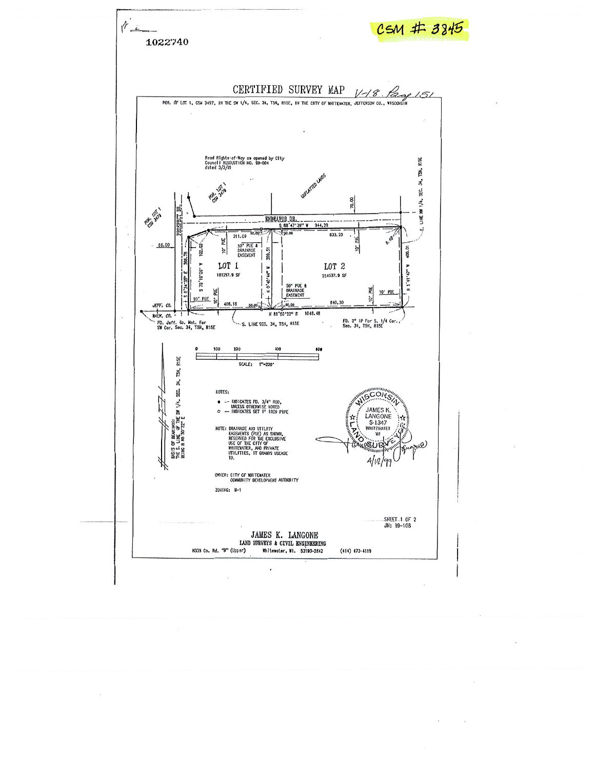1022740

CSM # 3845

# CERTIFIED SURVEY MAP V-18 Page 151

POR. OF LOT 1, CSM 3497, IN THE SW 1/4, SEC. 34, T5N, R15E, IN THE CITY OF WHITEWATER, JEFFERSON CO., WISCONSIN

Road Rights-of-Way as opened by City Council RESOLUTION NO. 99-004 dated 3/2/99

POR. LOT 1 CSM 3479

POR. LOT 1 CSM 3479

UNPLATTED LANDS

PROSPECT DR.

ENDEAVOR DR.

S 88°47'39" W 944.29

E. LINE NW 1/4, SEC. 34, T5N, R15E

70.00

66.00

311.09

50.00

50.00

633.20

8.48

10' PUE

50' PUE & DRAINAGE EASEMENT

10' PUE

LOT 1

161297.9 SF

LOT 2

254537.9 SF

102.03

366.78

S 0°34'38" E

S 70°16'06" W

N 0°40'44" W

399.51

400.01

N 1°41'47" W

50' PUE & DRAINAGE EASEMENT

10' PUE

10' PUE

10' PUE

408.18

50.00

50.00

640.30

N 88°50'22" E 1048.48

JEFF. CO.

WALW. CO.

FD. Jeff. Co. Mnt. For SW Cor. Sec. 34, T5N, R15E

S. LINE SEC. 34, T5N, R15E

FD. 2" IP For S. 1/4 Cor., Sec. 34, T5N, R15E

0 100 200 400 600

SCALE: 1"=200'

BASIS OF BEARINGS: THE S. LINE OF THE SW 1/4, SEC. 34, T5N, R15E BEING N 88°50'22" E

NOTES:

- ● -- INDICATES FD. 3/4" ROD, UNLESS OTHERWISE NOTED
- ○ -- INDICATES SET 1" IRON PIPE

NOTE: DRAINAGE AND UTILITY EASEMENTS (PUE) AS SHOWN, RESERVED FOR THE EXCLUSIVE USE OF THE CITY OF WHITEWATER, AND PRIVATE UTILITIES, IT GRANTS USEAGE TO.

OWNER: CITY OF WHITEWATER COMMUNITY DEVELOPMENT AUTHORITY

ZONING: M-1

WISCONSIN JAMES K. LANGONE S-1347 WHITEWATER WI LAND SURVEYOR

4/12/99

SHEET 1 OF 2

JN: 99-108

JAMES K. LANGONE

LAND SURVEYS & CIVIL ENGINEERING

N339 Co. Rd. "H" (Upper) Whitewater, WI. 53190-2842 (414) 473-4119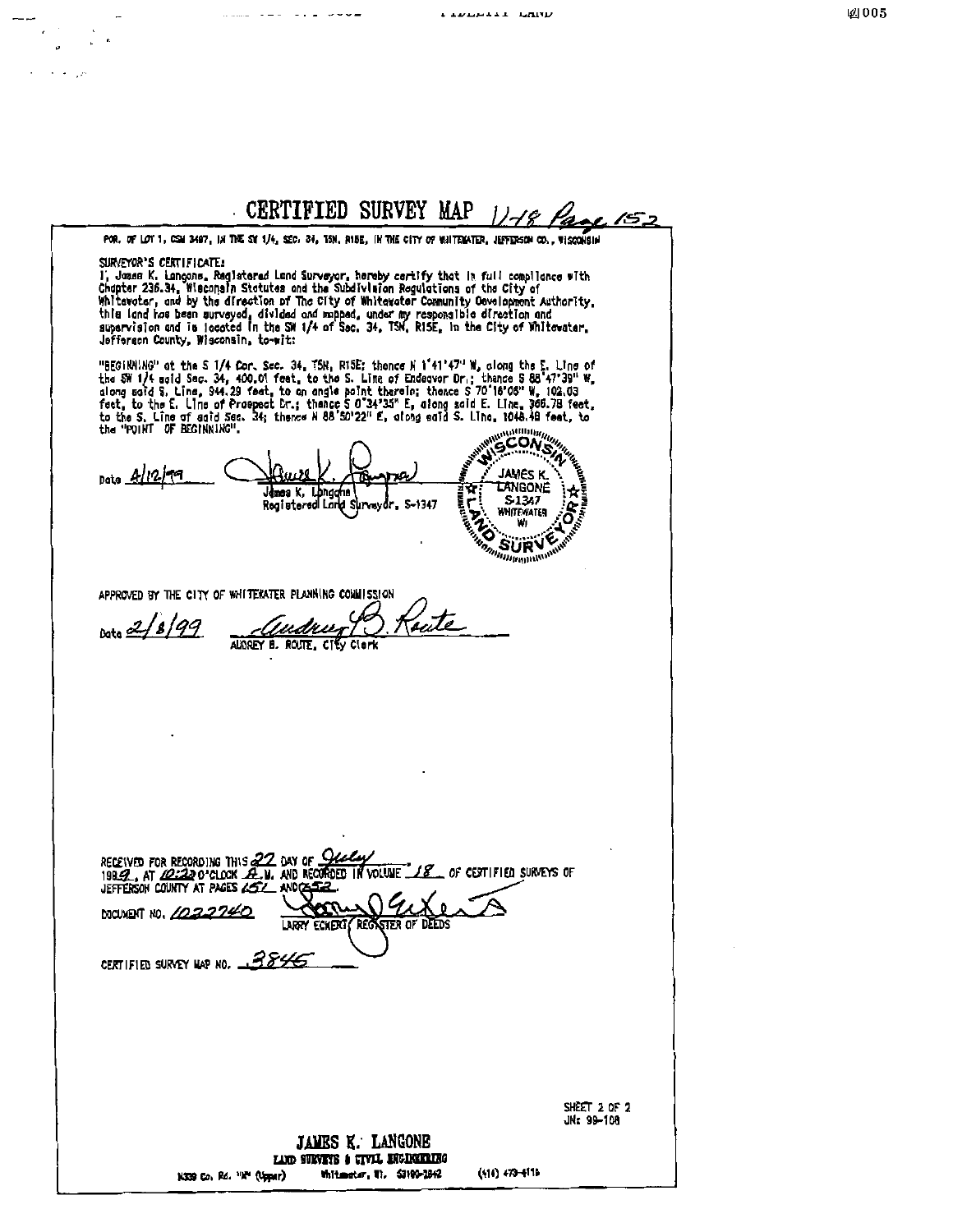# CERTIFIED SURVEY MAP V-18 Page 152

POR. OF LOT 1, CSM 3487, IN THE SW 1/4, SEC. 34, T5N, R15E, IN THE CITY OF WHITEWATER, JEFFERSON CO., WISCONSIN

SURVEYOR'S CERTIFICATE:

I, James K. Langone, Registered Land Surveyor, hereby certify that in full compliance with Chapter 236.34, Wisconsin Statutes and the Subdivision Regulations of the City of Whitewater, and by the direction of The City of Whitewater Community Development Authority, this land has been surveyed, divided and mapped, under my responsible direction and supervision and is located in the SW 1/4 of Sec. 34, T5N, R15E, in the City of Whitewater, Jefferson County, Wisconsin, to-wit:

"BEGINNING" at the S 1/4 Cor. Sec. 34, T5N, R15E; thence N 1°41'47" W, along the E. Line of the SW 1/4 said Sec. 34, 400.01 feet, to the S. Line of Endeavor Dr.; thence S 88°47'39" W, along said S. Line, 944.29 feet, to an angle point therein; thence S 70°18'06" W, 102.03 feet, to the E. Line of Prospect Dr.; thence S 0°34'35" E, along said E. Line, 366.78 feet, to the S. Line of said Sec. 34; thence N 88°50'22" E, along said S. Line, 1048.48 feet, to the "POINT OF BEGINNING".

Date 4/12/99

James K. Langone
Registered Land Surveyor, S-1347

WISCONSIN LAND SURVEYOR JAMES K. LANGONE S-1347 WHITEWATER WI

APPROVED BY THE CITY OF WHITEWATER PLANNING COMMISSION

Date 2/8/99

AUDREY B. ROUTE, City Clerk

RECEIVED FOR RECORDING THIS 22 DAY OF July 1999, AT 10:22 O'CLOCK A.M. AND RECORDED IN VOLUME 18 OF CERTIFIED SURVEYS OF JEFFERSON COUNTY AT PAGES 151 AND 152.

DOCUMENT NO. 1022740

LARRY ECKERT, REGISTER OF DEEDS

CERTIFIED SURVEY MAP NO. 3845

SHEET 2 OF 2
JN: 99-108

**JAMES K. LANGONE**
LAND SURVEYS & CIVIL ENGINEERING
N339 Co. Rd. "N" (Upper) Whitewater, WI. 53190-2842 (414) 473-4115